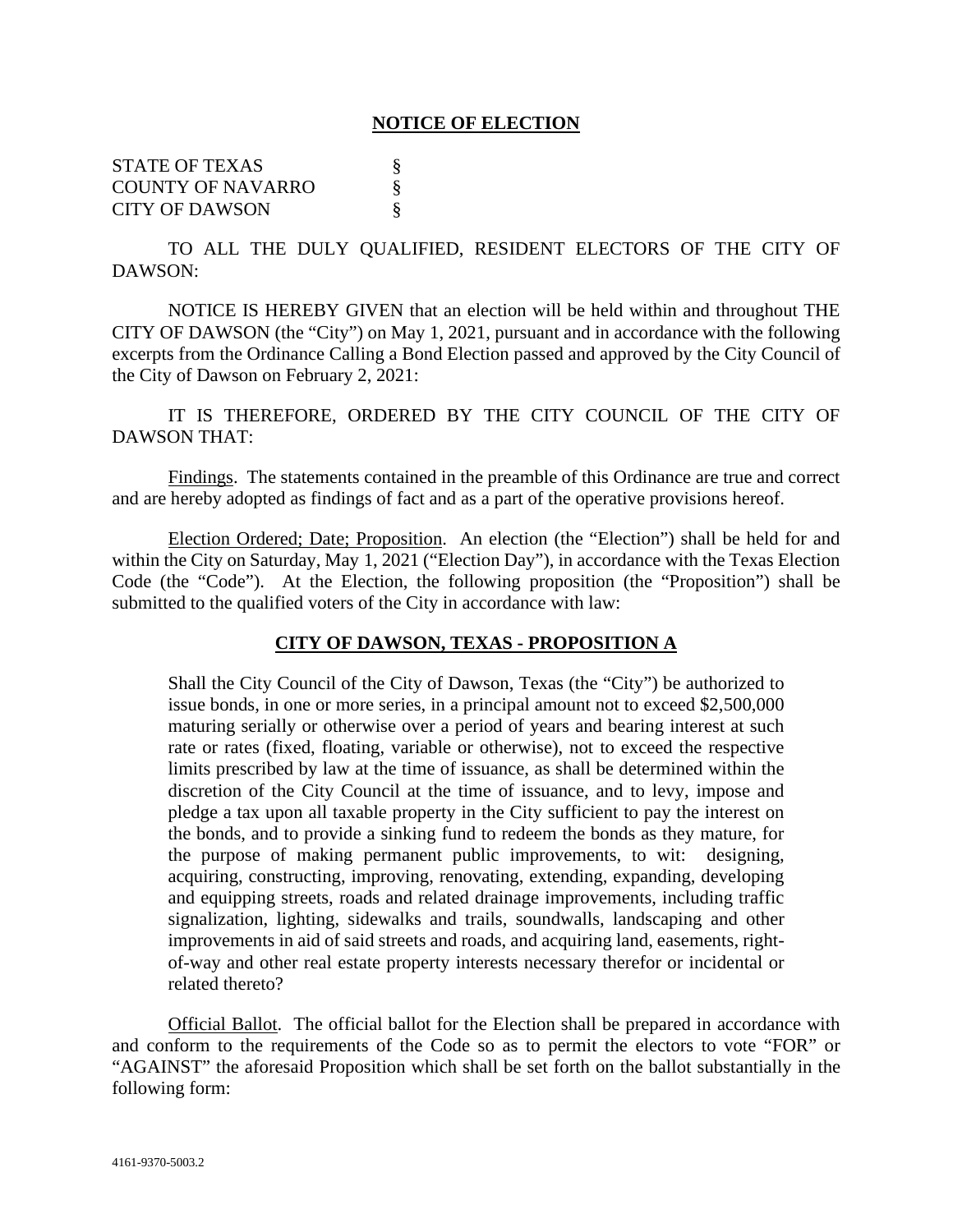# NOTICE OF ELECTION

STATE OF TEXAS §
COUNTY OF NAVARRO §
CITY OF DAWSON §

TO ALL THE DULY QUALIFIED, RESIDENT ELECTORS OF THE CITY OF DAWSON:

NOTICE IS HEREBY GIVEN that an election will be held within and throughout THE CITY OF DAWSON (the "City") on May 1, 2021, pursuant and in accordance with the following excerpts from the Ordinance Calling a Bond Election passed and approved by the City Council of the City of Dawson on February 2, 2021:

IT IS THEREFORE, ORDERED BY THE CITY COUNCIL OF THE CITY OF DAWSON THAT:

Findings. The statements contained in the preamble of this Ordinance are true and correct and are hereby adopted as findings of fact and as a part of the operative provisions hereof.

Election Ordered; Date; Proposition. An election (the "Election") shall be held for and within the City on Saturday, May 1, 2021 ("Election Day"), in accordance with the Texas Election Code (the "Code"). At the Election, the following proposition (the "Proposition") shall be submitted to the qualified voters of the City in accordance with law:

## CITY OF DAWSON, TEXAS - PROPOSITION A

> Shall the City Council of the City of Dawson, Texas (the "City") be authorized to issue bonds, in one or more series, in a principal amount not to exceed $2,500,000 maturing serially or otherwise over a period of years and bearing interest at such rate or rates (fixed, floating, variable or otherwise), not to exceed the respective limits prescribed by law at the time of issuance, as shall be determined within the discretion of the City Council at the time of issuance, and to levy, impose and pledge a tax upon all taxable property in the City sufficient to pay the interest on the bonds, and to provide a sinking fund to redeem the bonds as they mature, for the purpose of making permanent public improvements, to wit: designing, acquiring, constructing, improving, renovating, extending, expanding, developing and equipping streets, roads and related drainage improvements, including traffic signalization, lighting, sidewalks and trails, soundwalls, landscaping and other improvements in aid of said streets and roads, and acquiring land, easements, right-of-way and other real estate property interests necessary therefor or incidental or related thereto?

Official Ballot. The official ballot for the Election shall be prepared in accordance with and conform to the requirements of the Code so as to permit the electors to vote "FOR" or "AGAINST" the aforesaid Proposition which shall be set forth on the ballot substantially in the following form: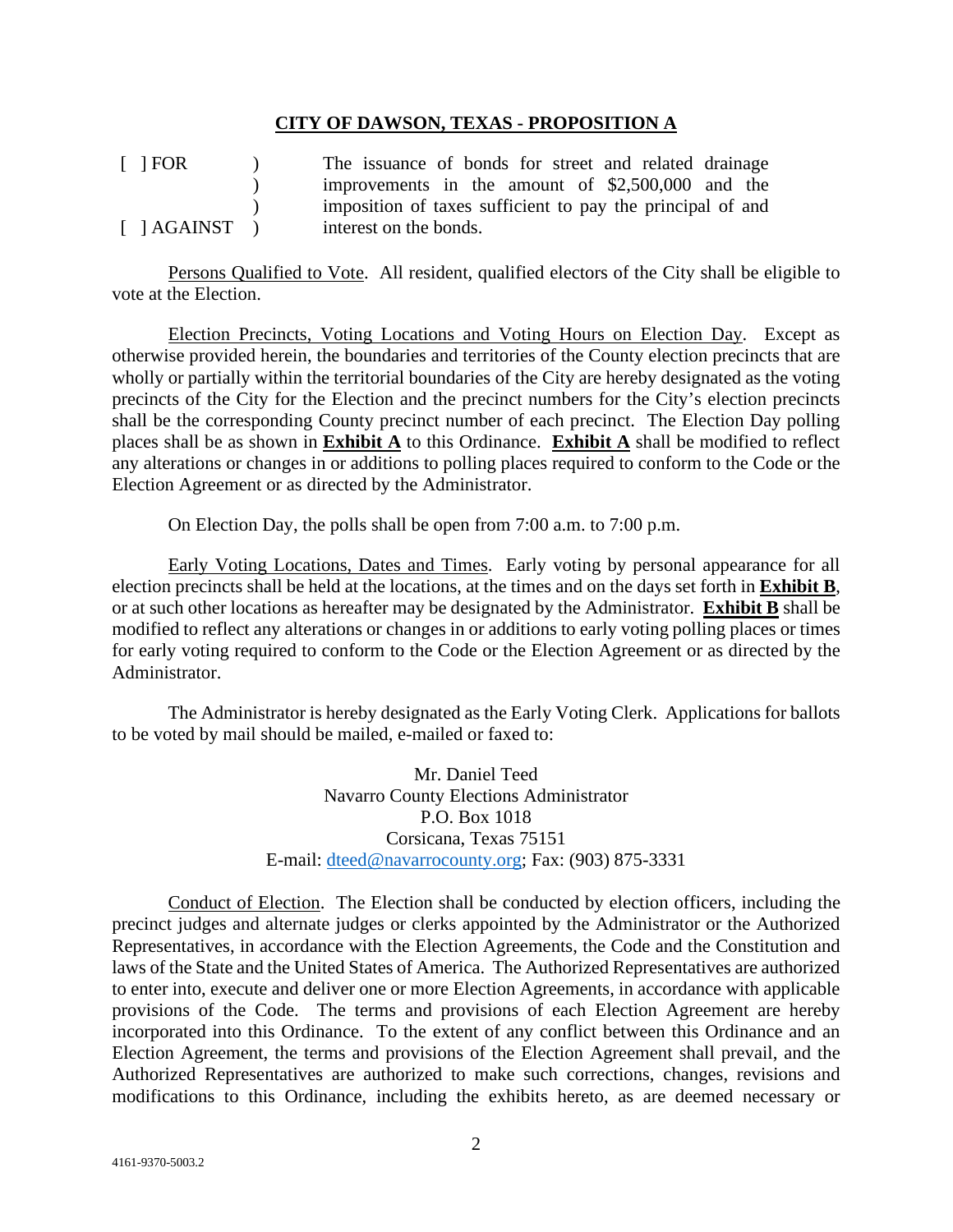**CITY OF DAWSON, TEXAS - PROPOSITION A**

| | | |
|---|---|---|
| [ ] FOR | ) | The issuance of bonds for street and related drainage improvements in the amount of $2,500,000 and the imposition of taxes sufficient to pay the principal of and interest on the bonds. |
| [ ] AGAINST | ) | |

Persons Qualified to Vote. All resident, qualified electors of the City shall be eligible to vote at the Election.

Election Precincts, Voting Locations and Voting Hours on Election Day. Except as otherwise provided herein, the boundaries and territories of the County election precincts that are wholly or partially within the territorial boundaries of the City are hereby designated as the voting precincts of the City for the Election and the precinct numbers for the City's election precincts shall be the corresponding County precinct number of each precinct. The Election Day polling places shall be as shown in **Exhibit A** to this Ordinance. **Exhibit A** shall be modified to reflect any alterations or changes in or additions to polling places required to conform to the Code or the Election Agreement or as directed by the Administrator.

On Election Day, the polls shall be open from 7:00 a.m. to 7:00 p.m.

Early Voting Locations, Dates and Times. Early voting by personal appearance for all election precincts shall be held at the locations, at the times and on the days set forth in **Exhibit B**, or at such other locations as hereafter may be designated by the Administrator. **Exhibit B** shall be modified to reflect any alterations or changes in or additions to early voting polling places or times for early voting required to conform to the Code or the Election Agreement or as directed by the Administrator.

The Administrator is hereby designated as the Early Voting Clerk. Applications for ballots to be voted by mail should be mailed, e-mailed or faxed to:

Mr. Daniel Teed
Navarro County Elections Administrator
P.O. Box 1018
Corsicana, Texas 75151
E-mail: dteed@navarrocounty.org; Fax: (903) 875-3331

Conduct of Election. The Election shall be conducted by election officers, including the precinct judges and alternate judges or clerks appointed by the Administrator or the Authorized Representatives, in accordance with the Election Agreements, the Code and the Constitution and laws of the State and the United States of America. The Authorized Representatives are authorized to enter into, execute and deliver one or more Election Agreements, in accordance with applicable provisions of the Code. The terms and provisions of each Election Agreement are hereby incorporated into this Ordinance. To the extent of any conflict between this Ordinance and an Election Agreement, the terms and provisions of the Election Agreement shall prevail, and the Authorized Representatives are authorized to make such corrections, changes, revisions and modifications to this Ordinance, including the exhibits hereto, as are deemed necessary or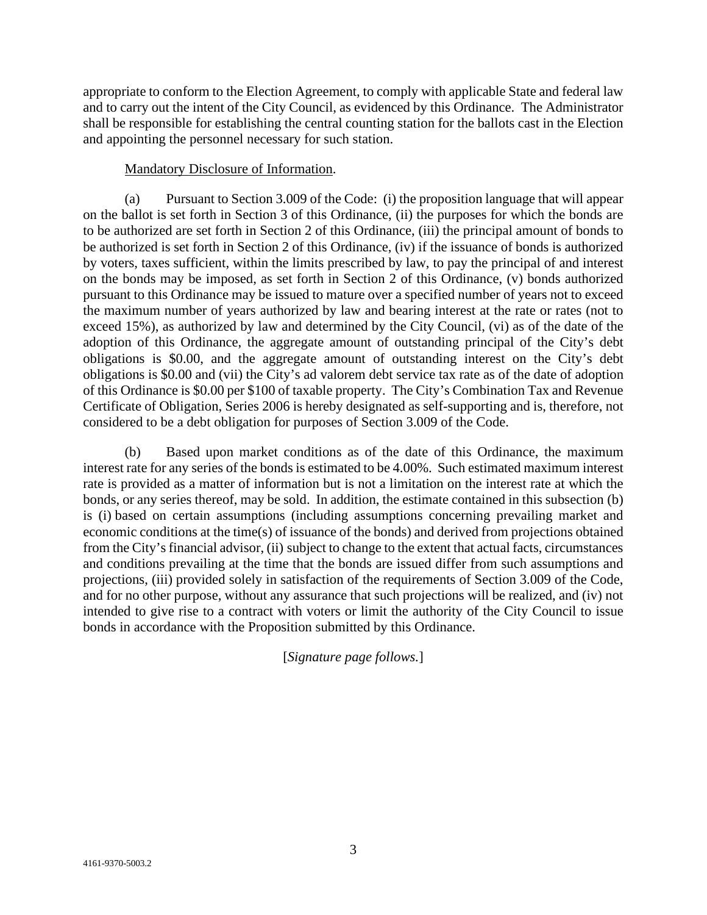appropriate to conform to the Election Agreement, to comply with applicable State and federal law and to carry out the intent of the City Council, as evidenced by this Ordinance. The Administrator shall be responsible for establishing the central counting station for the ballots cast in the Election and appointing the personnel necessary for such station.

Mandatory Disclosure of Information.

(a) Pursuant to Section 3.009 of the Code: (i) the proposition language that will appear on the ballot is set forth in Section 3 of this Ordinance, (ii) the purposes for which the bonds are to be authorized are set forth in Section 2 of this Ordinance, (iii) the principal amount of bonds to be authorized is set forth in Section 2 of this Ordinance, (iv) if the issuance of bonds is authorized by voters, taxes sufficient, within the limits prescribed by law, to pay the principal of and interest on the bonds may be imposed, as set forth in Section 2 of this Ordinance, (v) bonds authorized pursuant to this Ordinance may be issued to mature over a specified number of years not to exceed the maximum number of years authorized by law and bearing interest at the rate or rates (not to exceed 15%), as authorized by law and determined by the City Council, (vi) as of the date of the adoption of this Ordinance, the aggregate amount of outstanding principal of the City's debt obligations is $0.00, and the aggregate amount of outstanding interest on the City's debt obligations is $0.00 and (vii) the City's ad valorem debt service tax rate as of the date of adoption of this Ordinance is $0.00 per $100 of taxable property. The City's Combination Tax and Revenue Certificate of Obligation, Series 2006 is hereby designated as self-supporting and is, therefore, not considered to be a debt obligation for purposes of Section 3.009 of the Code.

(b) Based upon market conditions as of the date of this Ordinance, the maximum interest rate for any series of the bonds is estimated to be 4.00%. Such estimated maximum interest rate is provided as a matter of information but is not a limitation on the interest rate at which the bonds, or any series thereof, may be sold. In addition, the estimate contained in this subsection (b) is (i) based on certain assumptions (including assumptions concerning prevailing market and economic conditions at the time(s) of issuance of the bonds) and derived from projections obtained from the City's financial advisor, (ii) subject to change to the extent that actual facts, circumstances and conditions prevailing at the time that the bonds are issued differ from such assumptions and projections, (iii) provided solely in satisfaction of the requirements of Section 3.009 of the Code, and for no other purpose, without any assurance that such projections will be realized, and (iv) not intended to give rise to a contract with voters or limit the authority of the City Council to issue bonds in accordance with the Proposition submitted by this Ordinance.

[*Signature page follows.*]

4161-9370-5003.2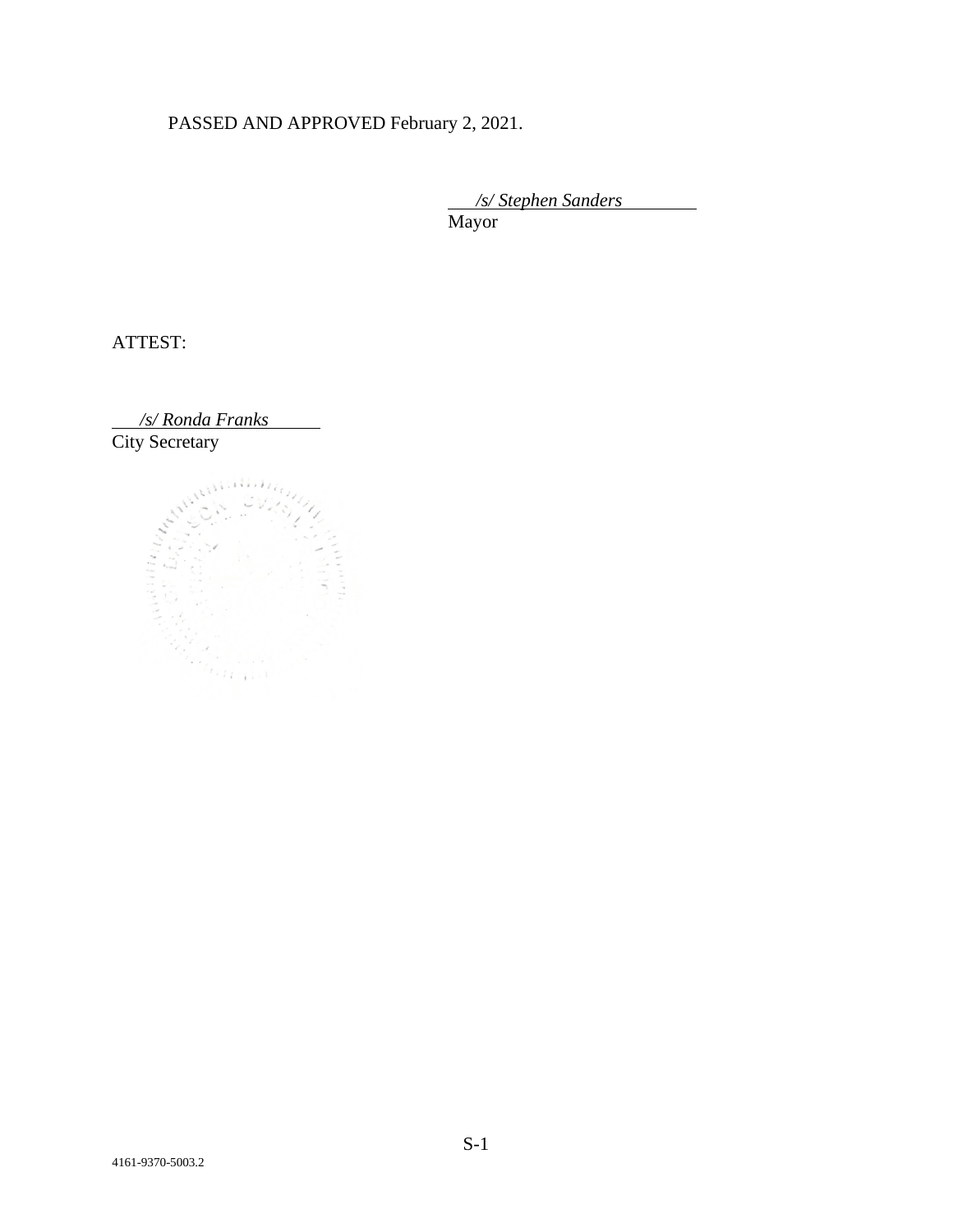PASSED AND APPROVED February 2, 2021.

*/s/ Stephen Sanders*
Mayor

ATTEST:

*/s/ Ronda Franks*
City Secretary

4161-9370-5003.2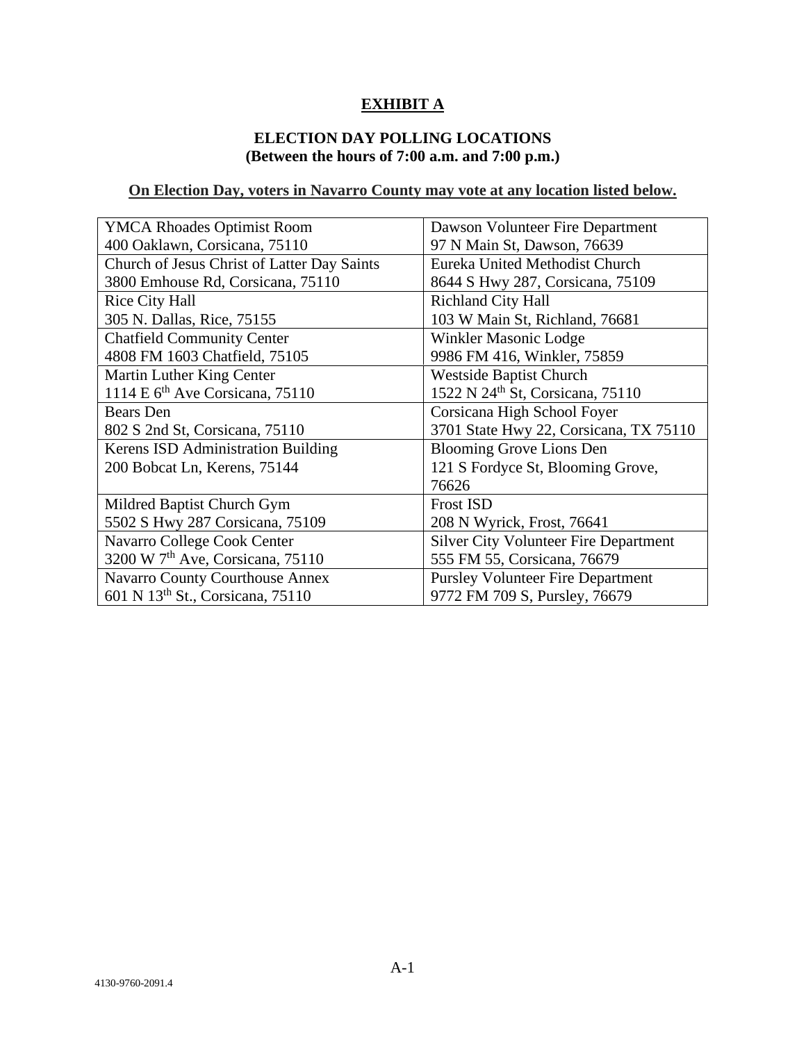# **EXHIBIT A**

## **ELECTION DAY POLLING LOCATIONS**
**(Between the hours of 7:00 a.m. and 7:00 p.m.)**

**On Election Day, voters in Navarro County may vote at any location listed below.**

| | |
|---|---|
| YMCA Rhoades Optimist Room<br>400 Oaklawn, Corsicana, 75110 | Dawson Volunteer Fire Department<br>97 N Main St, Dawson, 76639 |
| Church of Jesus Christ of Latter Day Saints<br>3800 Emhouse Rd, Corsicana, 75110 | Eureka United Methodist Church<br>8644 S Hwy 287, Corsicana, 75109 |
| Rice City Hall<br>305 N. Dallas, Rice, 75155 | Richland City Hall<br>103 W Main St, Richland, 76681 |
| Chatfield Community Center<br>4808 FM 1603 Chatfield, 75105 | Winkler Masonic Lodge<br>9986 FM 416, Winkler, 75859 |
| Martin Luther King Center<br>1114 E 6th Ave Corsicana, 75110 | Westside Baptist Church<br>1522 N 24th St, Corsicana, 75110 |
| Bears Den<br>802 S 2nd St, Corsicana, 75110 | Corsicana High School Foyer<br>3701 State Hwy 22, Corsicana, TX 75110 |
| Kerens ISD Administration Building<br>200 Bobcat Ln, Kerens, 75144 | Blooming Grove Lions Den<br>121 S Fordyce St, Blooming Grove, 76626 |
| Mildred Baptist Church Gym<br>5502 S Hwy 287 Corsicana, 75109 | Frost ISD<br>208 N Wyrick, Frost, 76641 |
| Navarro College Cook Center<br>3200 W 7th Ave, Corsicana, 75110 | Silver City Volunteer Fire Department<br>555 FM 55, Corsicana, 76679 |
| Navarro County Courthouse Annex<br>601 N 13th St., Corsicana, 75110 | Pursley Volunteer Fire Department<br>9772 FM 709 S, Pursley, 76679 |

A-1

4130-9760-2091.4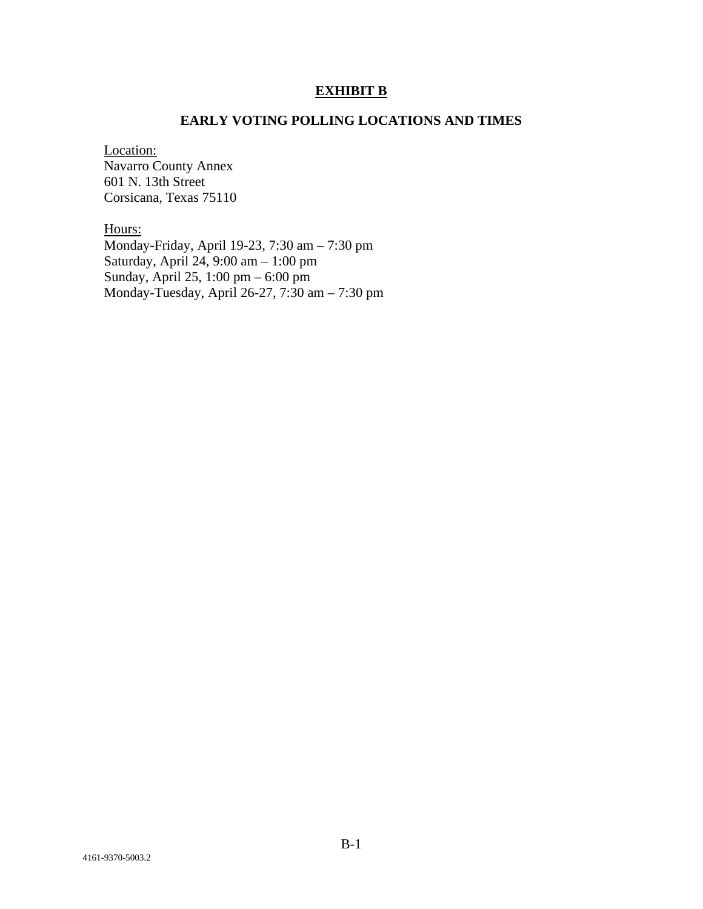# EXHIBIT B

## EARLY VOTING POLLING LOCATIONS AND TIMES

Location:
Navarro County Annex
601 N. 13th Street
Corsicana, Texas 75110

Hours:
Monday-Friday, April 19-23, 7:30 am – 7:30 pm
Saturday, April 24, 9:00 am – 1:00 pm
Sunday, April 25, 1:00 pm – 6:00 pm
Monday-Tuesday, April 26-27, 7:30 am – 7:30 pm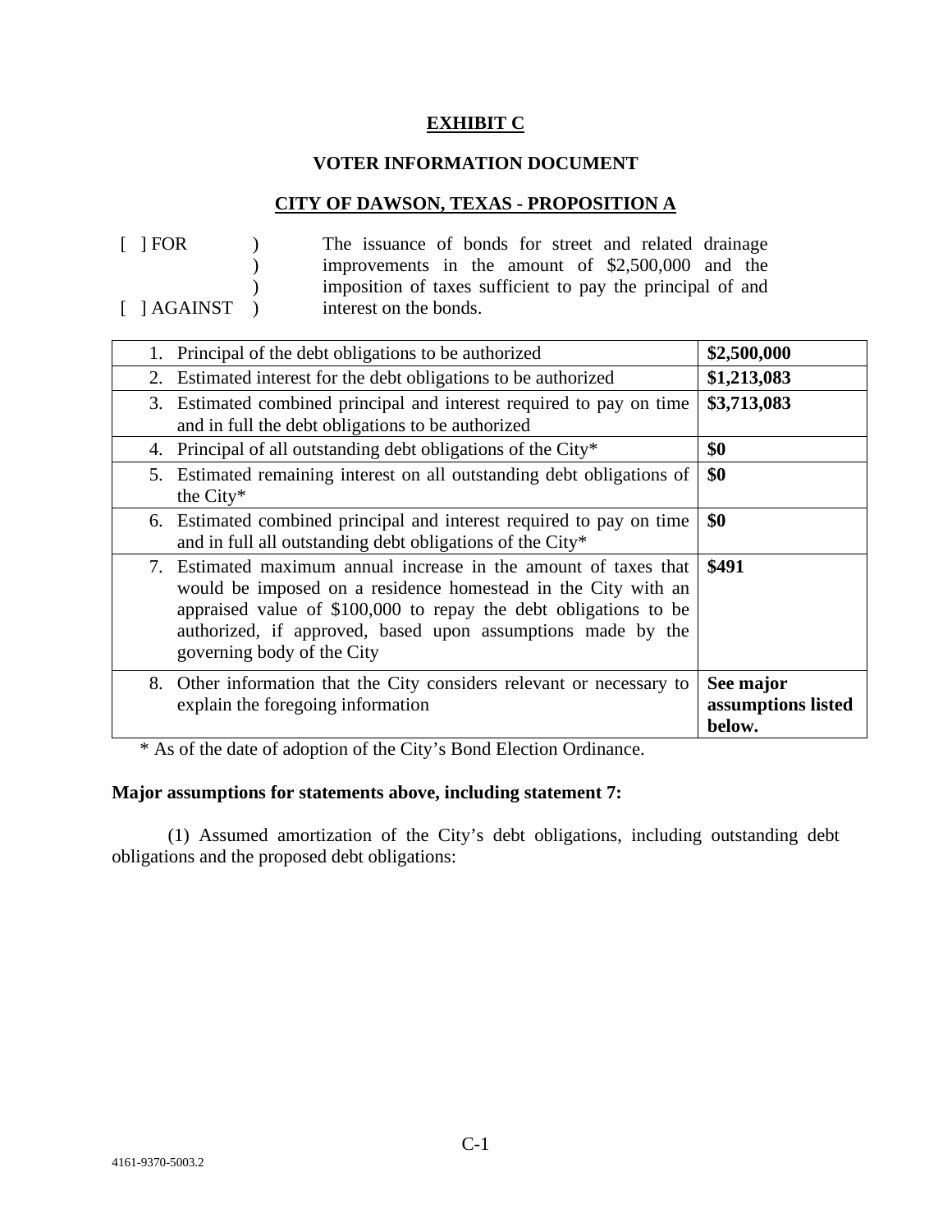## EXHIBIT C

### VOTER INFORMATION DOCUMENT

### CITY OF DAWSON, TEXAS - PROPOSITION A

[ ] FOR )
)
)
[ ] AGAINST )

The issuance of bonds for street and related drainage improvements in the amount of $2,500,000 and the imposition of taxes sufficient to pay the principal of and interest on the bonds.

| | |
|---|---|
| 1. Principal of the debt obligations to be authorized | **$2,500,000** |
| 2. Estimated interest for the debt obligations to be authorized | **$1,213,083** |
| 3. Estimated combined principal and interest required to pay on time and in full the debt obligations to be authorized | **$3,713,083** |
| 4. Principal of all outstanding debt obligations of the City* | **$0** |
| 5. Estimated remaining interest on all outstanding debt obligations of the City* | **$0** |
| 6. Estimated combined principal and interest required to pay on time and in full all outstanding debt obligations of the City* | **$0** |
| 7. Estimated maximum annual increase in the amount of taxes that would be imposed on a residence homestead in the City with an appraised value of $100,000 to repay the debt obligations to be authorized, if approved, based upon assumptions made by the governing body of the City | **$491** |
| 8. Other information that the City considers relevant or necessary to explain the foregoing information | **See major assumptions listed below.** |

* As of the date of adoption of the City's Bond Election Ordinance.

**Major assumptions for statements above, including statement 7:**

(1) Assumed amortization of the City's debt obligations, including outstanding debt obligations and the proposed debt obligations: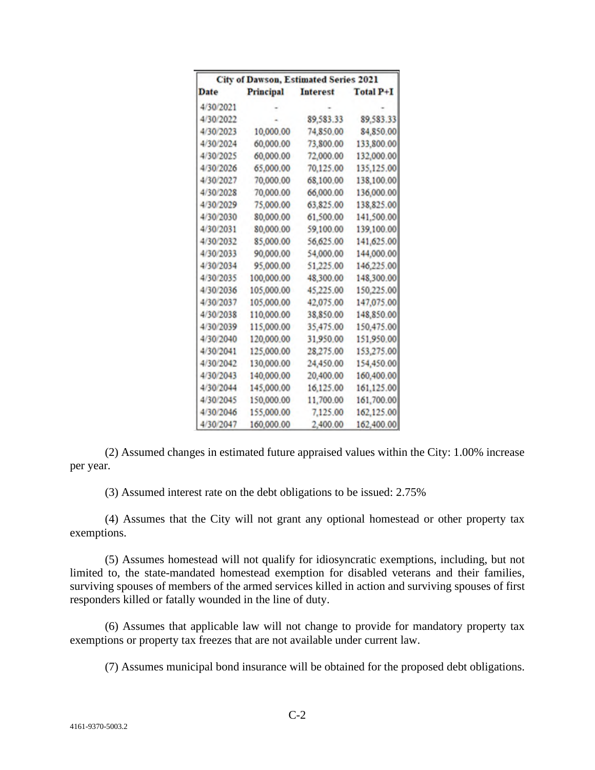| City of Dawson, Estimated Series 2021 | | | |
|---|---|---|---|
| Date | Principal | Interest | Total P+I |
| 4/30/2021 | - | - | - |
| 4/30/2022 | - | 89,583.33 | 89,583.33 |
| 4/30/2023 | 10,000.00 | 74,850.00 | 84,850.00 |
| 4/30/2024 | 60,000.00 | 73,800.00 | 133,800.00 |
| 4/30/2025 | 60,000.00 | 72,000.00 | 132,000.00 |
| 4/30/2026 | 65,000.00 | 70,125.00 | 135,125.00 |
| 4/30/2027 | 70,000.00 | 68,100.00 | 138,100.00 |
| 4/30/2028 | 70,000.00 | 66,000.00 | 136,000.00 |
| 4/30/2029 | 75,000.00 | 63,825.00 | 138,825.00 |
| 4/30/2030 | 80,000.00 | 61,500.00 | 141,500.00 |
| 4/30/2031 | 80,000.00 | 59,100.00 | 139,100.00 |
| 4/30/2032 | 85,000.00 | 56,625.00 | 141,625.00 |
| 4/30/2033 | 90,000.00 | 54,000.00 | 144,000.00 |
| 4/30/2034 | 95,000.00 | 51,225.00 | 146,225.00 |
| 4/30/2035 | 100,000.00 | 48,300.00 | 148,300.00 |
| 4/30/2036 | 105,000.00 | 45,225.00 | 150,225.00 |
| 4/30/2037 | 105,000.00 | 42,075.00 | 147,075.00 |
| 4/30/2038 | 110,000.00 | 38,850.00 | 148,850.00 |
| 4/30/2039 | 115,000.00 | 35,475.00 | 150,475.00 |
| 4/30/2040 | 120,000.00 | 31,950.00 | 151,950.00 |
| 4/30/2041 | 125,000.00 | 28,275.00 | 153,275.00 |
| 4/30/2042 | 130,000.00 | 24,450.00 | 154,450.00 |
| 4/30/2043 | 140,000.00 | 20,400.00 | 160,400.00 |
| 4/30/2044 | 145,000.00 | 16,125.00 | 161,125.00 |
| 4/30/2045 | 150,000.00 | 11,700.00 | 161,700.00 |
| 4/30/2046 | 155,000.00 | 7,125.00 | 162,125.00 |
| 4/30/2047 | 160,000.00 | 2,400.00 | 162,400.00 |

(2) Assumed changes in estimated future appraised values within the City: 1.00% increase per year.

(3) Assumed interest rate on the debt obligations to be issued: 2.75%

(4) Assumes that the City will not grant any optional homestead or other property tax exemptions.

(5) Assumes homestead will not qualify for idiosyncratic exemptions, including, but not limited to, the state-mandated homestead exemption for disabled veterans and their families, surviving spouses of members of the armed services killed in action and surviving spouses of first responders killed or fatally wounded in the line of duty.

(6) Assumes that applicable law will not change to provide for mandatory property tax exemptions or property tax freezes that are not available under current law.

(7) Assumes municipal bond insurance will be obtained for the proposed debt obligations.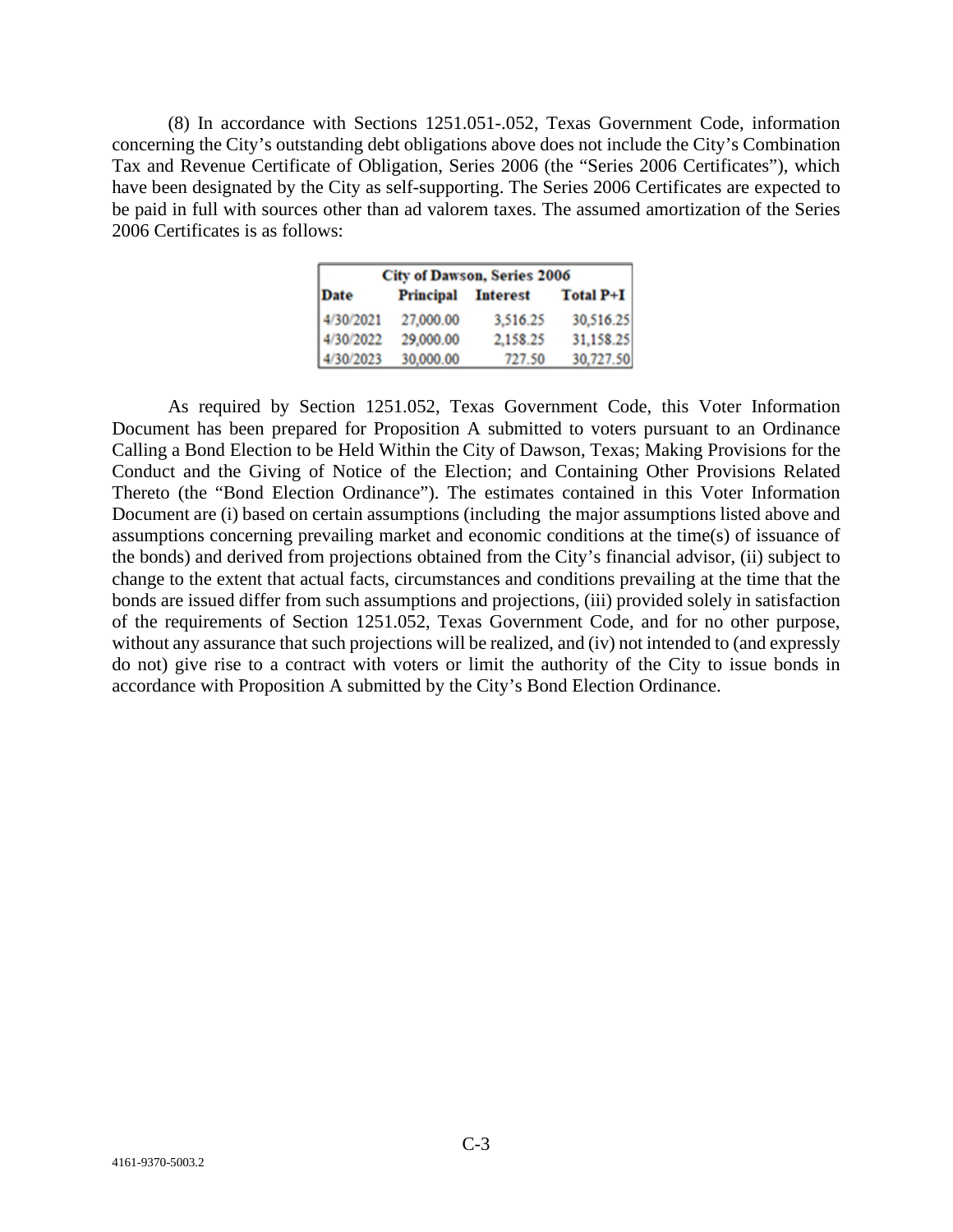(8) In accordance with Sections 1251.051-.052, Texas Government Code, information concerning the City's outstanding debt obligations above does not include the City's Combination Tax and Revenue Certificate of Obligation, Series 2006 (the "Series 2006 Certificates"), which have been designated by the City as self-supporting. The Series 2006 Certificates are expected to be paid in full with sources other than ad valorem taxes. The assumed amortization of the Series 2006 Certificates is as follows:

| City of Dawson, Series 2006 | | | |
|---|---|---|---|
| **Date** | **Principal** | **Interest** | **Total P+I** |
| 4/30/2021 | 27,000.00 | 3,516.25 | 30,516.25 |
| 4/30/2022 | 29,000.00 | 2,158.25 | 31,158.25 |
| 4/30/2023 | 30,000.00 | 727.50 | 30,727.50 |

As required by Section 1251.052, Texas Government Code, this Voter Information Document has been prepared for Proposition A submitted to voters pursuant to an Ordinance Calling a Bond Election to be Held Within the City of Dawson, Texas; Making Provisions for the Conduct and the Giving of Notice of the Election; and Containing Other Provisions Related Thereto (the "Bond Election Ordinance"). The estimates contained in this Voter Information Document are (i) based on certain assumptions (including the major assumptions listed above and assumptions concerning prevailing market and economic conditions at the time(s) of issuance of the bonds) and derived from projections obtained from the City's financial advisor, (ii) subject to change to the extent that actual facts, circumstances and conditions prevailing at the time that the bonds are issued differ from such assumptions and projections, (iii) provided solely in satisfaction of the requirements of Section 1251.052, Texas Government Code, and for no other purpose, without any assurance that such projections will be realized, and (iv) not intended to (and expressly do not) give rise to a contract with voters or limit the authority of the City to issue bonds in accordance with Proposition A submitted by the City's Bond Election Ordinance.

4161-9370-5003.2